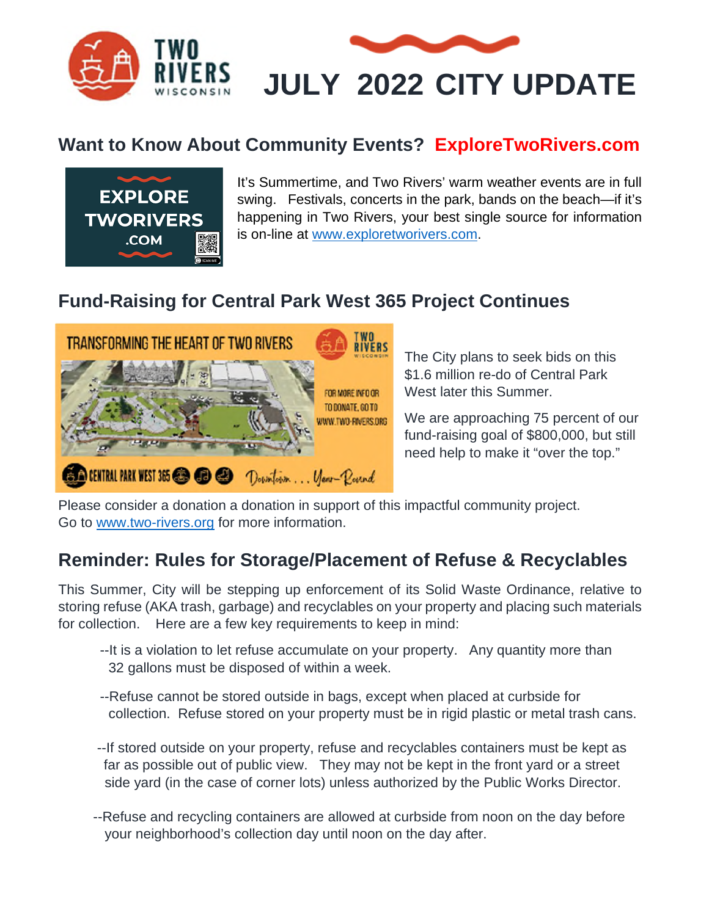# JULY 2022 CITY UPDATE

## Want to Know About Community Events? ExploreTwoRivers.com

It's Summertime, and Two Rivers' warm weather events are in full swing. Festivals, concerts in the park, bands on the beach—if it's happening in Two Rivers, your best single source for information is on-line at www.exploretworivers.com.

## Fund-Raising for Central Park West 365 Project Continues

The City plans to seek bids on this $1.6 million re-do of Central Park West later this Summer.

We are approaching 75 percent of our fund-raising goal of $800,000, but still need help to make it "over the top."

Please consider a donation a donation in support of this impactful community project. Go to www.two-rivers.org for more information.

## Reminder: Rules for Storage/Placement of Refuse & Recyclables

This Summer, City will be stepping up enforcement of its Solid Waste Ordinance, relative to storing refuse (AKA trash, garbage) and recyclables on your property and placing such materials for collection. Here are a few key requirements to keep in mind:

--It is a violation to let refuse accumulate on your property. Any quantity more than 32 gallons must be disposed of within a week.

--Refuse cannot be stored outside in bags, except when placed at curbside for collection. Refuse stored on your property must be in rigid plastic or metal trash cans.

--If stored outside on your property, refuse and recyclables containers must be kept as far as possible out of public view. They may not be kept in the front yard or a street side yard (in the case of corner lots) unless authorized by the Public Works Director.

--Refuse and recycling containers are allowed at curbside from noon on the day before your neighborhood's collection day until noon on the day after.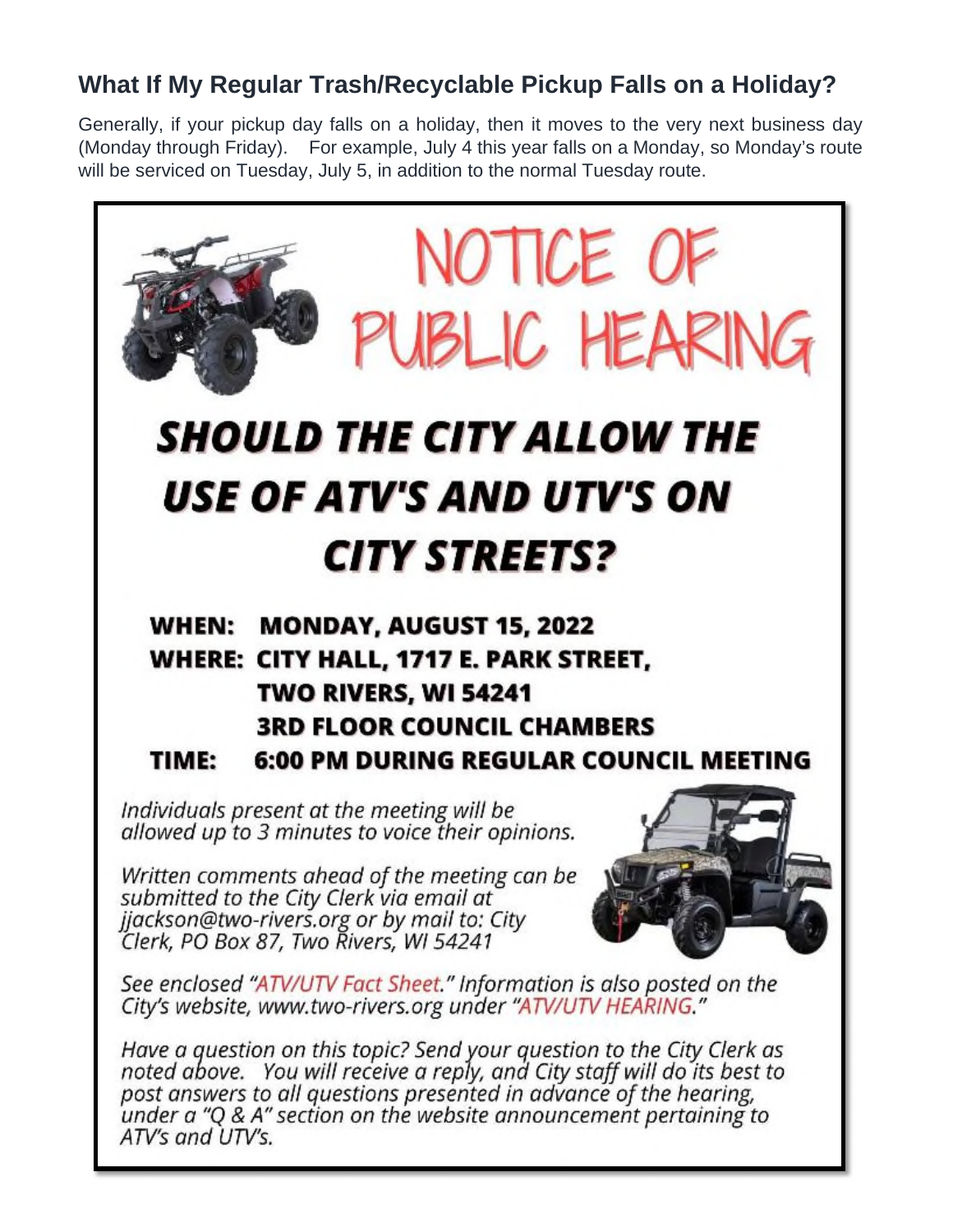## What If My Regular Trash/Recyclable Pickup Falls on a Holiday?

Generally, if your pickup day falls on a holiday, then it moves to the very next business day (Monday through Friday). For example, July 4 this year falls on a Monday, so Monday's route will be serviced on Tuesday, July 5, in addition to the normal Tuesday route.

# NOTICE OF PUBLIC HEARING

## *SHOULD THE CITY ALLOW THE USE OF ATV'S AND UTV'S ON CITY STREETS?*

**WHEN: MONDAY, AUGUST 15, 2022**

**WHERE: CITY HALL, 1717 E. PARK STREET, TWO RIVERS, WI 54241 3RD FLOOR COUNCIL CHAMBERS**

**TIME: 6:00 PM DURING REGULAR COUNCIL MEETING**

*Individuals present at the meeting will be allowed up to 3 minutes to voice their opinions.*

*Written comments ahead of the meeting can be submitted to the City Clerk via email at jjackson@two-rivers.org or by mail to: City Clerk, PO Box 87, Two Rivers, WI 54241*

*See enclosed "ATV/UTV Fact Sheet." Information is also posted on the City's website, www.two-rivers.org under "ATV/UTV HEARING."*

*Have a question on this topic? Send your question to the City Clerk as noted above. You will receive a reply, and City staff will do its best to post answers to all questions presented in advance of the hearing, under a "Q & A" section on the website announcement pertaining to ATV's and UTV's.*